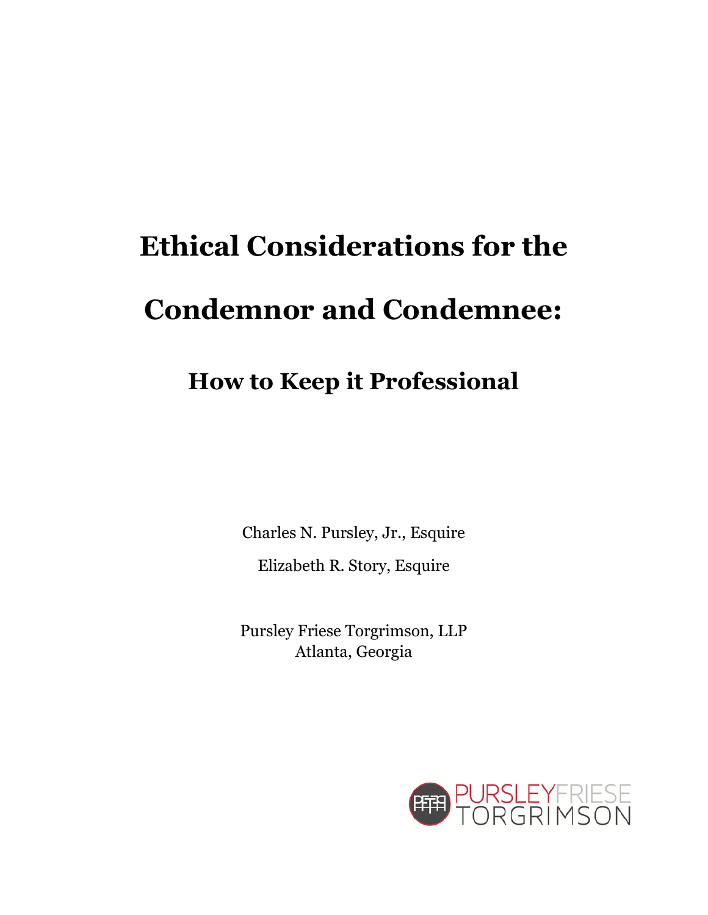# Ethical Considerations for the Condemnor and Condemnee:

## How to Keep it Professional

Charles N. Pursley, Jr., Esquire

Elizabeth R. Story, Esquire

Pursley Friese Torgrimson, LLP
Atlanta, Georgia

PURSLEYFRIESE TORGRIMSON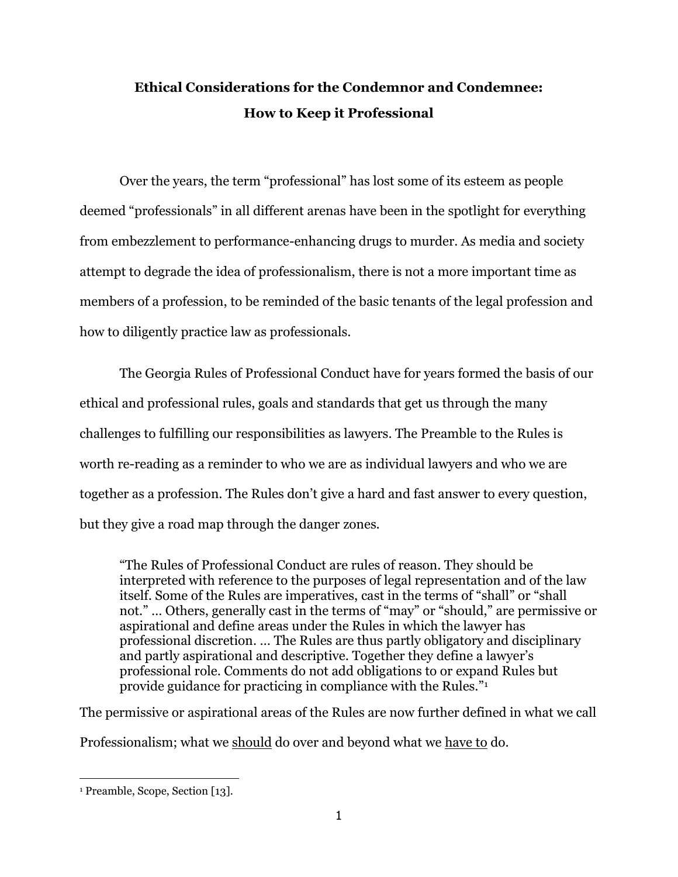# Ethical Considerations for the Condemnor and Condemnee: How to Keep it Professional

Over the years, the term "professional" has lost some of its esteem as people deemed "professionals" in all different arenas have been in the spotlight for everything from embezzlement to performance-enhancing drugs to murder. As media and society attempt to degrade the idea of professionalism, there is not a more important time as members of a profession, to be reminded of the basic tenants of the legal profession and how to diligently practice law as professionals.

The Georgia Rules of Professional Conduct have for years formed the basis of our ethical and professional rules, goals and standards that get us through the many challenges to fulfilling our responsibilities as lawyers. The Preamble to the Rules is worth re-reading as a reminder to who we are as individual lawyers and who we are together as a profession. The Rules don't give a hard and fast answer to every question, but they give a road map through the danger zones.

> "The Rules of Professional Conduct are rules of reason. They should be interpreted with reference to the purposes of legal representation and of the law itself. Some of the Rules are imperatives, cast in the terms of "shall" or "shall not." … Others, generally cast in the terms of "may" or "should," are permissive or aspirational and define areas under the Rules in which the lawyer has professional discretion. … The Rules are thus partly obligatory and disciplinary and partly aspirational and descriptive. Together they define a lawyer's professional role. Comments do not add obligations to or expand Rules but provide guidance for practicing in compliance with the Rules."[1]

The permissive or aspirational areas of the Rules are now further defined in what we call Professionalism; what we <u>should</u> do over and beyond what we <u>have to</u> do.

---

[1] Preamble, Scope, Section [13].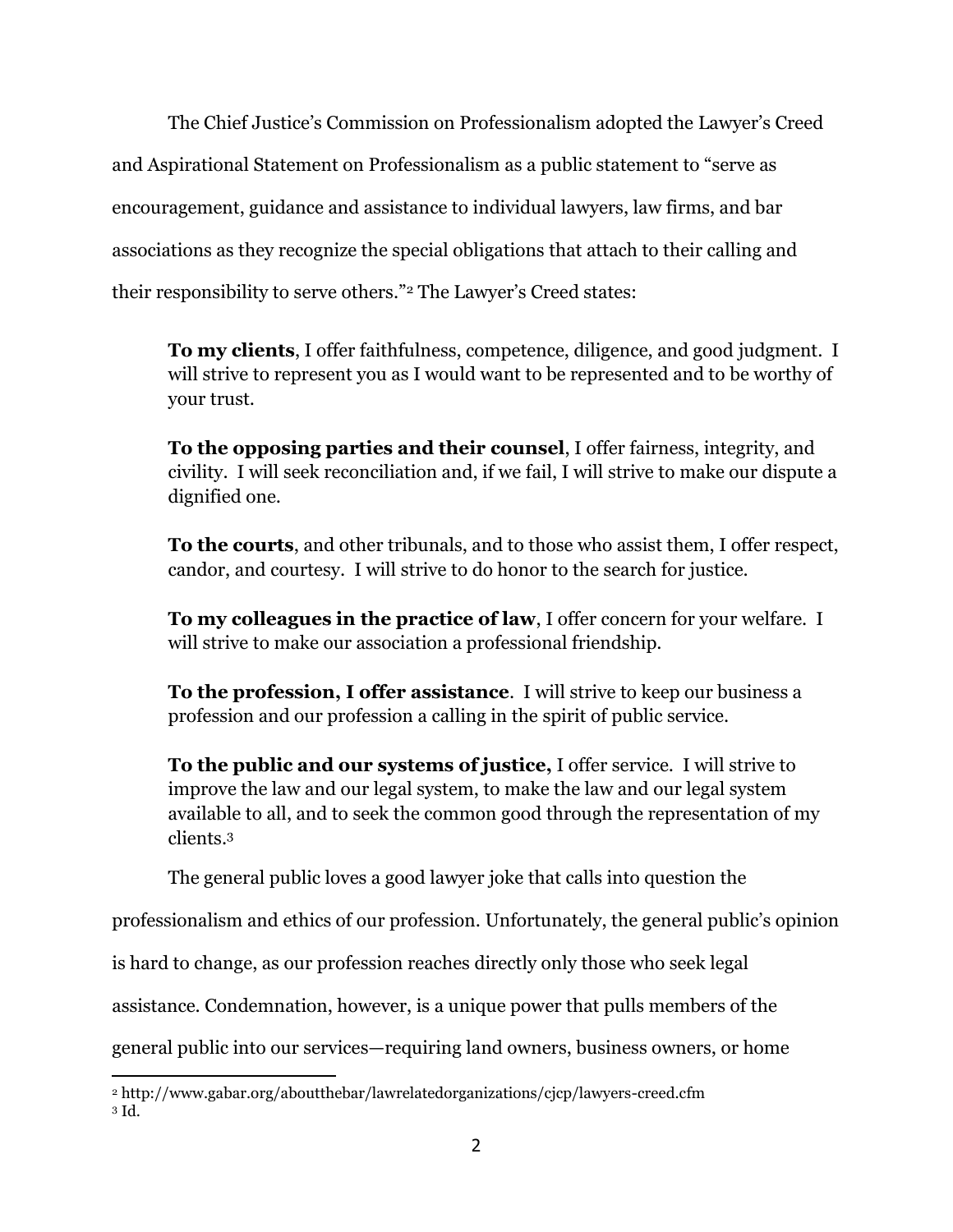The Chief Justice's Commission on Professionalism adopted the Lawyer's Creed and Aspirational Statement on Professionalism as a public statement to "serve as encouragement, guidance and assistance to individual lawyers, law firms, and bar associations as they recognize the special obligations that attach to their calling and their responsibility to serve others."[2] The Lawyer's Creed states:

> **To my clients**, I offer faithfulness, competence, diligence, and good judgment. I will strive to represent you as I would want to be represented and to be worthy of your trust.
>
> **To the opposing parties and their counsel**, I offer fairness, integrity, and civility. I will seek reconciliation and, if we fail, I will strive to make our dispute a dignified one.
>
> **To the courts**, and other tribunals, and to those who assist them, I offer respect, candor, and courtesy. I will strive to do honor to the search for justice.
>
> **To my colleagues in the practice of law**, I offer concern for your welfare. I will strive to make our association a professional friendship.
>
> **To the profession, I offer assistance**. I will strive to keep our business a profession and our profession a calling in the spirit of public service.
>
> **To the public and our systems of justice,** I offer service. I will strive to improve the law and our legal system, to make the law and our legal system available to all, and to seek the common good through the representation of my clients.[3]

The general public loves a good lawyer joke that calls into question the professionalism and ethics of our profession. Unfortunately, the general public's opinion is hard to change, as our profession reaches directly only those who seek legal assistance. Condemnation, however, is a unique power that pulls members of the general public into our services—requiring land owners, business owners, or home

---

[2] http://www.gabar.org/aboutthebar/lawrelatedorganizations/cjcp/lawyers-creed.cfm

[3] Id.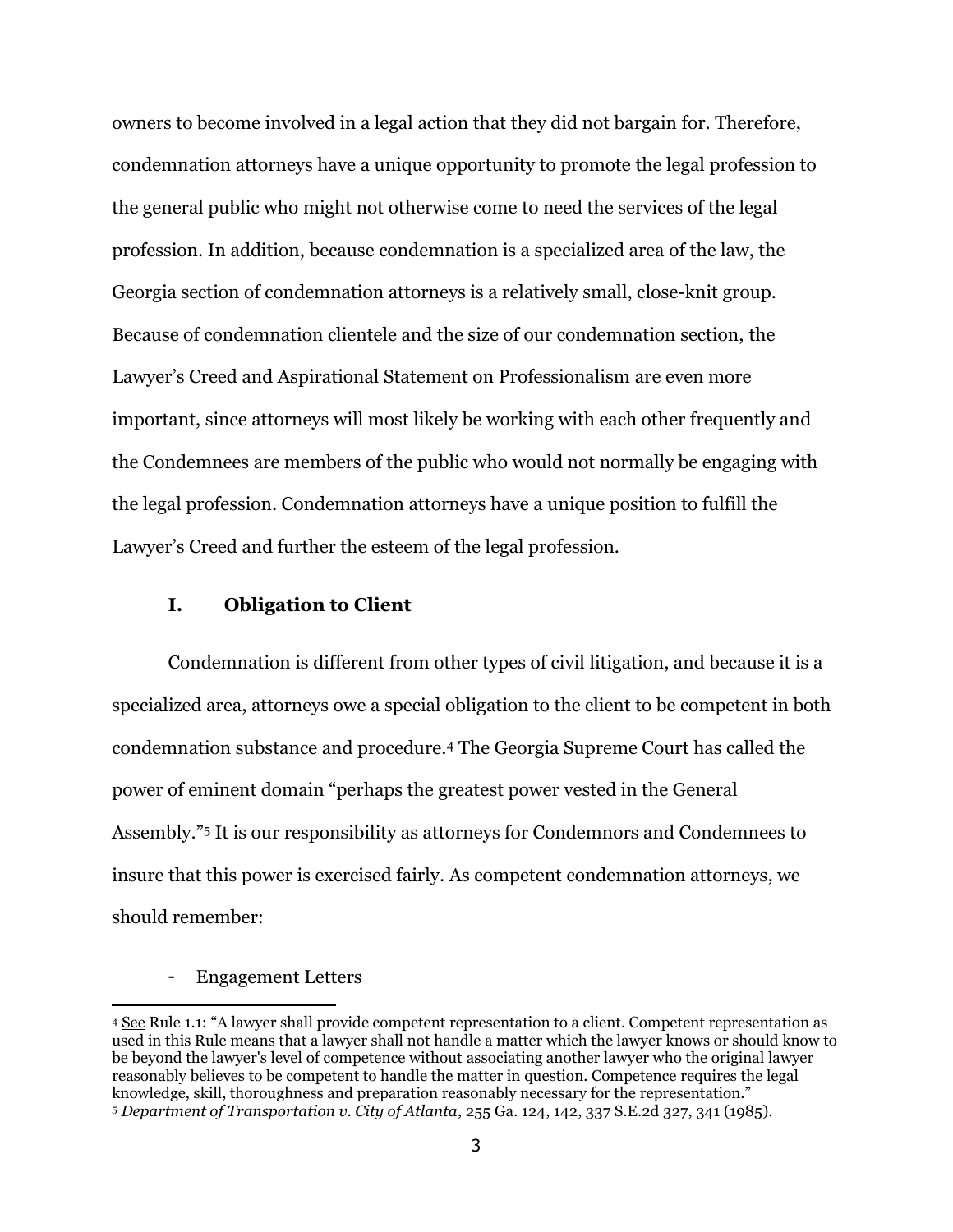owners to become involved in a legal action that they did not bargain for. Therefore, condemnation attorneys have a unique opportunity to promote the legal profession to the general public who might not otherwise come to need the services of the legal profession. In addition, because condemnation is a specialized area of the law, the Georgia section of condemnation attorneys is a relatively small, close-knit group. Because of condemnation clientele and the size of our condemnation section, the Lawyer's Creed and Aspirational Statement on Professionalism are even more important, since attorneys will most likely be working with each other frequently and the Condemnees are members of the public who would not normally be engaging with the legal profession. Condemnation attorneys have a unique position to fulfill the Lawyer's Creed and further the esteem of the legal profession.

## I. Obligation to Client

Condemnation is different from other types of civil litigation, and because it is a specialized area, attorneys owe a special obligation to the client to be competent in both condemnation substance and procedure.[4] The Georgia Supreme Court has called the power of eminent domain "perhaps the greatest power vested in the General Assembly."[5] It is our responsibility as attorneys for Condemnors and Condemnees to insure that this power is exercised fairly. As competent condemnation attorneys, we should remember:

- Engagement Letters

---

[4] See Rule 1.1: "A lawyer shall provide competent representation to a client. Competent representation as used in this Rule means that a lawyer shall not handle a matter which the lawyer knows or should know to be beyond the lawyer's level of competence without associating another lawyer who the original lawyer reasonably believes to be competent to handle the matter in question. Competence requires the legal knowledge, skill, thoroughness and preparation reasonably necessary for the representation."

[5] *Department of Transportation v. City of Atlanta*, 255 Ga. 124, 142, 337 S.E.2d 327, 341 (1985).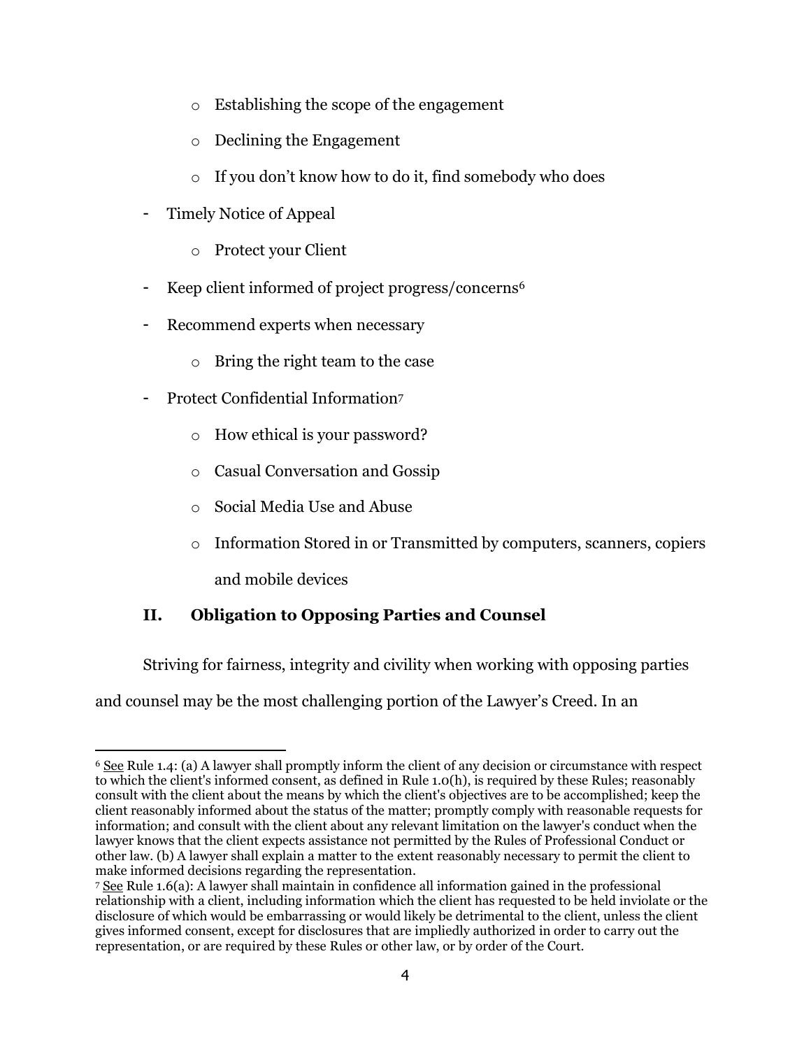- Establishing the scope of the engagement
  - Declining the Engagement
  - If you don't know how to do it, find somebody who does
- Timely Notice of Appeal
  - Protect your Client
- Keep client informed of project progress/concerns[6]
- Recommend experts when necessary
  - Bring the right team to the case
- Protect Confidential Information[7]
  - How ethical is your password?
  - Casual Conversation and Gossip
  - Social Media Use and Abuse
  - Information Stored in or Transmitted by computers, scanners, copiers and mobile devices

## II. Obligation to Opposing Parties and Counsel

Striving for fairness, integrity and civility when working with opposing parties and counsel may be the most challenging portion of the Lawyer's Creed. In an

---

[6] See Rule 1.4: (a) A lawyer shall promptly inform the client of any decision or circumstance with respect to which the client's informed consent, as defined in Rule 1.0(h), is required by these Rules; reasonably consult with the client about the means by which the client's objectives are to be accomplished; keep the client reasonably informed about the status of the matter; promptly comply with reasonable requests for information; and consult with the client about any relevant limitation on the lawyer's conduct when the lawyer knows that the client expects assistance not permitted by the Rules of Professional Conduct or other law. (b) A lawyer shall explain a matter to the extent reasonably necessary to permit the client to make informed decisions regarding the representation.

[7] See Rule 1.6(a): A lawyer shall maintain in confidence all information gained in the professional relationship with a client, including information which the client has requested to be held inviolate or the disclosure of which would be embarrassing or would likely be detrimental to the client, unless the client gives informed consent, except for disclosures that are impliedly authorized in order to carry out the representation, or are required by these Rules or other law, or by order of the Court.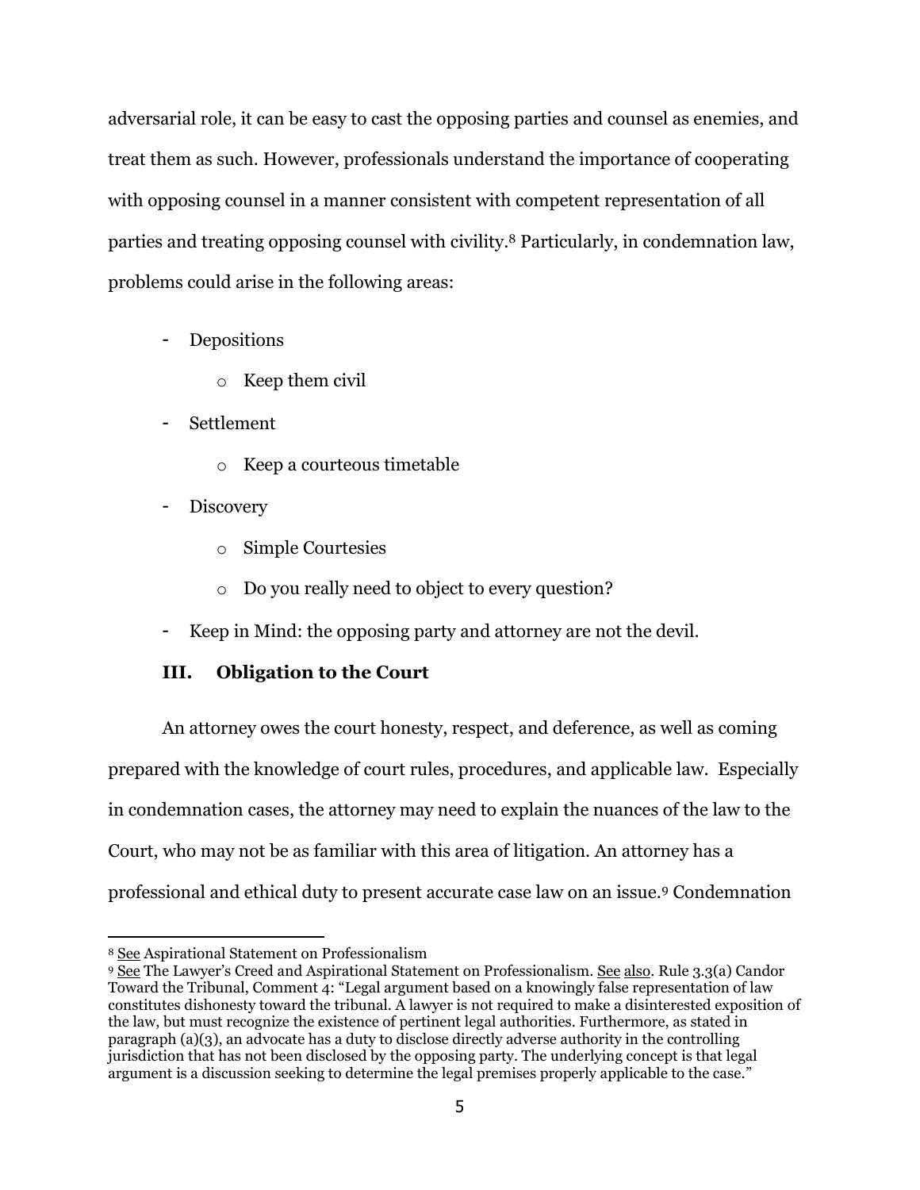adversarial role, it can be easy to cast the opposing parties and counsel as enemies, and treat them as such. However, professionals understand the importance of cooperating with opposing counsel in a manner consistent with competent representation of all parties and treating opposing counsel with civility.[8] Particularly, in condemnation law, problems could arise in the following areas:

- Depositions
  - Keep them civil
- Settlement
  - Keep a courteous timetable
- Discovery
  - Simple Courtesies
  - Do you really need to object to every question?
- Keep in Mind: the opposing party and attorney are not the devil.

## III. Obligation to the Court

An attorney owes the court honesty, respect, and deference, as well as coming prepared with the knowledge of court rules, procedures, and applicable law. Especially in condemnation cases, the attorney may need to explain the nuances of the law to the Court, who may not be as familiar with this area of litigation. An attorney has a professional and ethical duty to present accurate case law on an issue.[9] Condemnation

---

[8] See Aspirational Statement on Professionalism

[9] See The Lawyer's Creed and Aspirational Statement on Professionalism. See also. Rule 3.3(a) Candor Toward the Tribunal, Comment 4: "Legal argument based on a knowingly false representation of law constitutes dishonesty toward the tribunal. A lawyer is not required to make a disinterested exposition of the law, but must recognize the existence of pertinent legal authorities. Furthermore, as stated in paragraph (a)(3), an advocate has a duty to disclose directly adverse authority in the controlling jurisdiction that has not been disclosed by the opposing party. The underlying concept is that legal argument is a discussion seeking to determine the legal premises properly applicable to the case."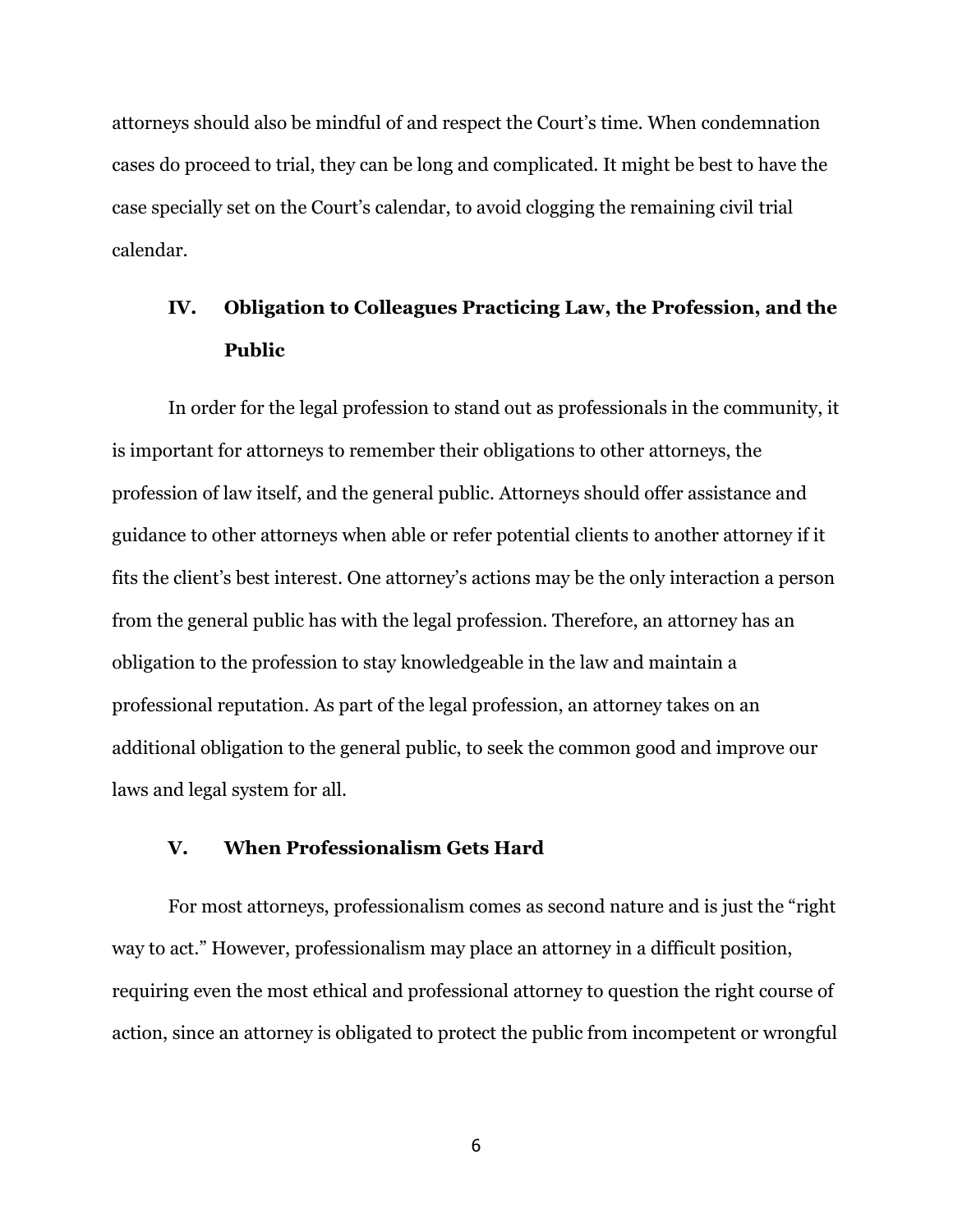attorneys should also be mindful of and respect the Court's time. When condemnation cases do proceed to trial, they can be long and complicated. It might be best to have the case specially set on the Court's calendar, to avoid clogging the remaining civil trial calendar.

## IV. Obligation to Colleagues Practicing Law, the Profession, and the Public

In order for the legal profession to stand out as professionals in the community, it is important for attorneys to remember their obligations to other attorneys, the profession of law itself, and the general public. Attorneys should offer assistance and guidance to other attorneys when able or refer potential clients to another attorney if it fits the client's best interest. One attorney's actions may be the only interaction a person from the general public has with the legal profession. Therefore, an attorney has an obligation to the profession to stay knowledgeable in the law and maintain a professional reputation. As part of the legal profession, an attorney takes on an additional obligation to the general public, to seek the common good and improve our laws and legal system for all.

## V. When Professionalism Gets Hard

For most attorneys, professionalism comes as second nature and is just the "right way to act." However, professionalism may place an attorney in a difficult position, requiring even the most ethical and professional attorney to question the right course of action, since an attorney is obligated to protect the public from incompetent or wrongful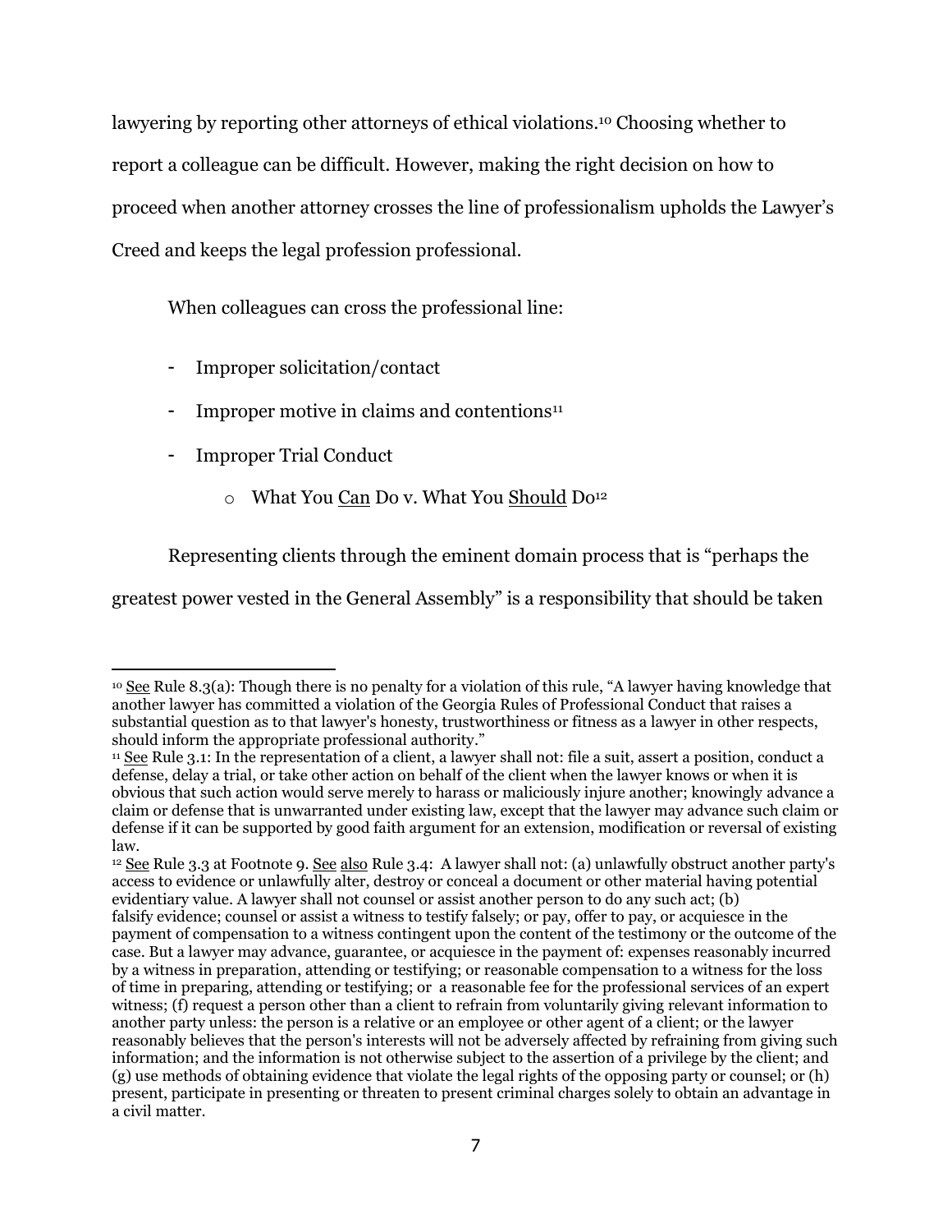lawyering by reporting other attorneys of ethical violations.[10] Choosing whether to report a colleague can be difficult. However, making the right decision on how to proceed when another attorney crosses the line of professionalism upholds the Lawyer's Creed and keeps the legal profession professional.

When colleagues can cross the professional line:

- Improper solicitation/contact
- Improper motive in claims and contentions[11]
- Improper Trial Conduct
    - What You <u>Can</u> Do v. What You <u>Should</u> Do[12]

Representing clients through the eminent domain process that is "perhaps the greatest power vested in the General Assembly" is a responsibility that should be taken

---

[10] <u>See</u> Rule 8.3(a): Though there is no penalty for a violation of this rule, "A lawyer having knowledge that another lawyer has committed a violation of the Georgia Rules of Professional Conduct that raises a substantial question as to that lawyer's honesty, trustworthiness or fitness as a lawyer in other respects, should inform the appropriate professional authority."

[11] <u>See</u> Rule 3.1: In the representation of a client, a lawyer shall not: file a suit, assert a position, conduct a defense, delay a trial, or take other action on behalf of the client when the lawyer knows or when it is obvious that such action would serve merely to harass or maliciously injure another; knowingly advance a claim or defense that is unwarranted under existing law, except that the lawyer may advance such claim or defense if it can be supported by good faith argument for an extension, modification or reversal of existing law.

[12] <u>See</u> Rule 3.3 at Footnote 9. <u>See</u> <u>also</u> Rule 3.4: A lawyer shall not: (a) unlawfully obstruct another party's access to evidence or unlawfully alter, destroy or conceal a document or other material having potential evidentiary value. A lawyer shall not counsel or assist another person to do any such act; (b) falsify evidence; counsel or assist a witness to testify falsely; or pay, offer to pay, or acquiesce in the payment of compensation to a witness contingent upon the content of the testimony or the outcome of the case. But a lawyer may advance, guarantee, or acquiesce in the payment of: expenses reasonably incurred by a witness in preparation, attending or testifying; or reasonable compensation to a witness for the loss of time in preparing, attending or testifying; or a reasonable fee for the professional services of an expert witness; (f) request a person other than a client to refrain from voluntarily giving relevant information to another party unless: the person is a relative or an employee or other agent of a client; or the lawyer reasonably believes that the person's interests will not be adversely affected by refraining from giving such information; and the information is not otherwise subject to the assertion of a privilege by the client; and (g) use methods of obtaining evidence that violate the legal rights of the opposing party or counsel; or (h) present, participate in presenting or threaten to present criminal charges solely to obtain an advantage in a civil matter.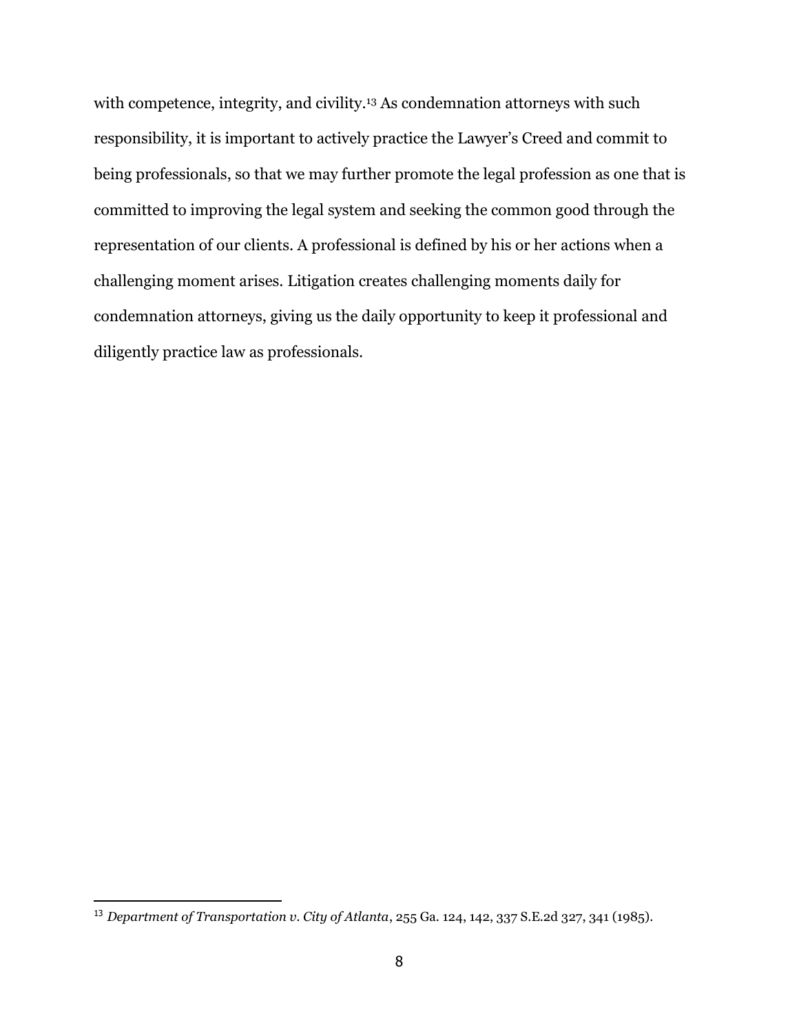with competence, integrity, and civility.[13] As condemnation attorneys with such responsibility, it is important to actively practice the Lawyer's Creed and commit to being professionals, so that we may further promote the legal profession as one that is committed to improving the legal system and seeking the common good through the representation of our clients. A professional is defined by his or her actions when a challenging moment arises. Litigation creates challenging moments daily for condemnation attorneys, giving us the daily opportunity to keep it professional and diligently practice law as professionals.

---

[13] *Department of Transportation v. City of Atlanta*, 255 Ga. 124, 142, 337 S.E.2d 327, 341 (1985).